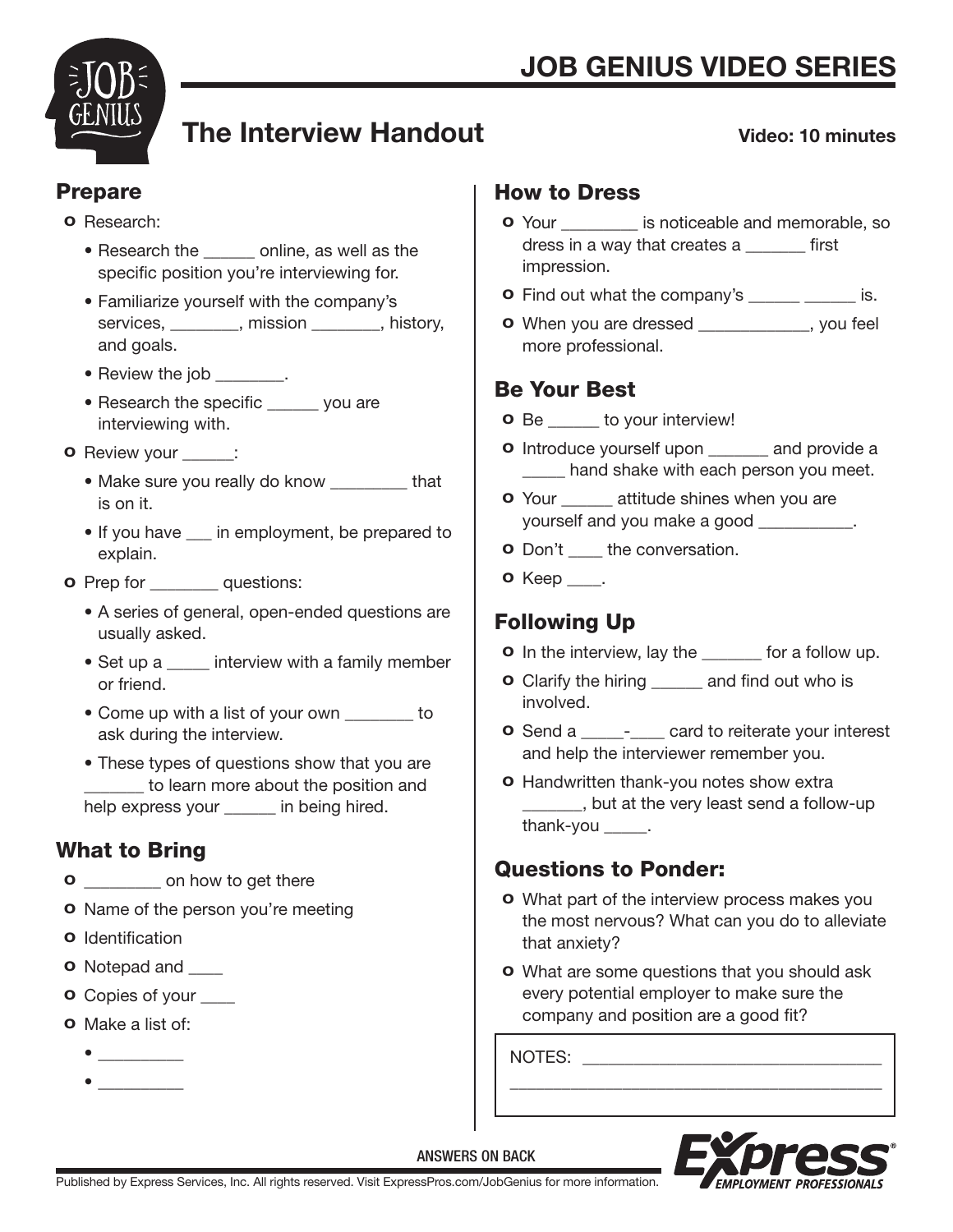# JOB GENIUS VIDEO SERIES

## The Interview Handout

**Video: 10 minutes**

### Prepare

- Research:
  - Research the ______ online, as well as the specific position you're interviewing for.
  - Familiarize yourself with the company's services, ________, mission ________, history, and goals.
  - Review the job ________.
  - Research the specific ______ you are interviewing with.
- Review your ______:
  - Make sure you really do know _________ that is on it.
  - If you have ___ in employment, be prepared to explain.
- Prep for ________ questions:
  - A series of general, open-ended questions are usually asked.
  - Set up a _____ interview with a family member or friend.
  - Come up with a list of your own ________ to ask during the interview.
  - These types of questions show that you are _______ to learn more about the position and help express your ______ in being hired.

### What to Bring

- _________ on how to get there
- Name of the person you're meeting
- Identification
- Notepad and ____
- Copies of your ____
- Make a list of:
  - __________
  - __________

### How to Dress

- Your _________ is noticeable and memorable, so dress in a way that creates a _______ first impression.
- Find out what the company's ______ ______ is.
- When you are dressed _____________, you feel more professional.

### Be Your Best

- Be ______ to your interview!
- Introduce yourself upon _______ and provide a _____ hand shake with each person you meet.
- Your ______ attitude shines when you are yourself and you make a good ___________.
- Don't ____ the conversation.
- Keep ____.

### Following Up

- In the interview, lay the _______ for a follow up.
- Clarify the hiring ______ and find out who is involved.
- Send a _____-____ card to reiterate your interest and help the interviewer remember you.
- Handwritten thank-you notes show extra _______, but at the very least send a follow-up thank-you _____.

### Questions to Ponder:

- What part of the interview process makes you the most nervous? What can you do to alleviate that anxiety?
- What are some questions that you should ask every potential employer to make sure the company and position are a good fit?

NOTES: ___________________________________

___________________________________________

ANSWERS ON BACK

Published by Express Services, Inc. All rights reserved. Visit ExpressPros.com/JobGenius for more information.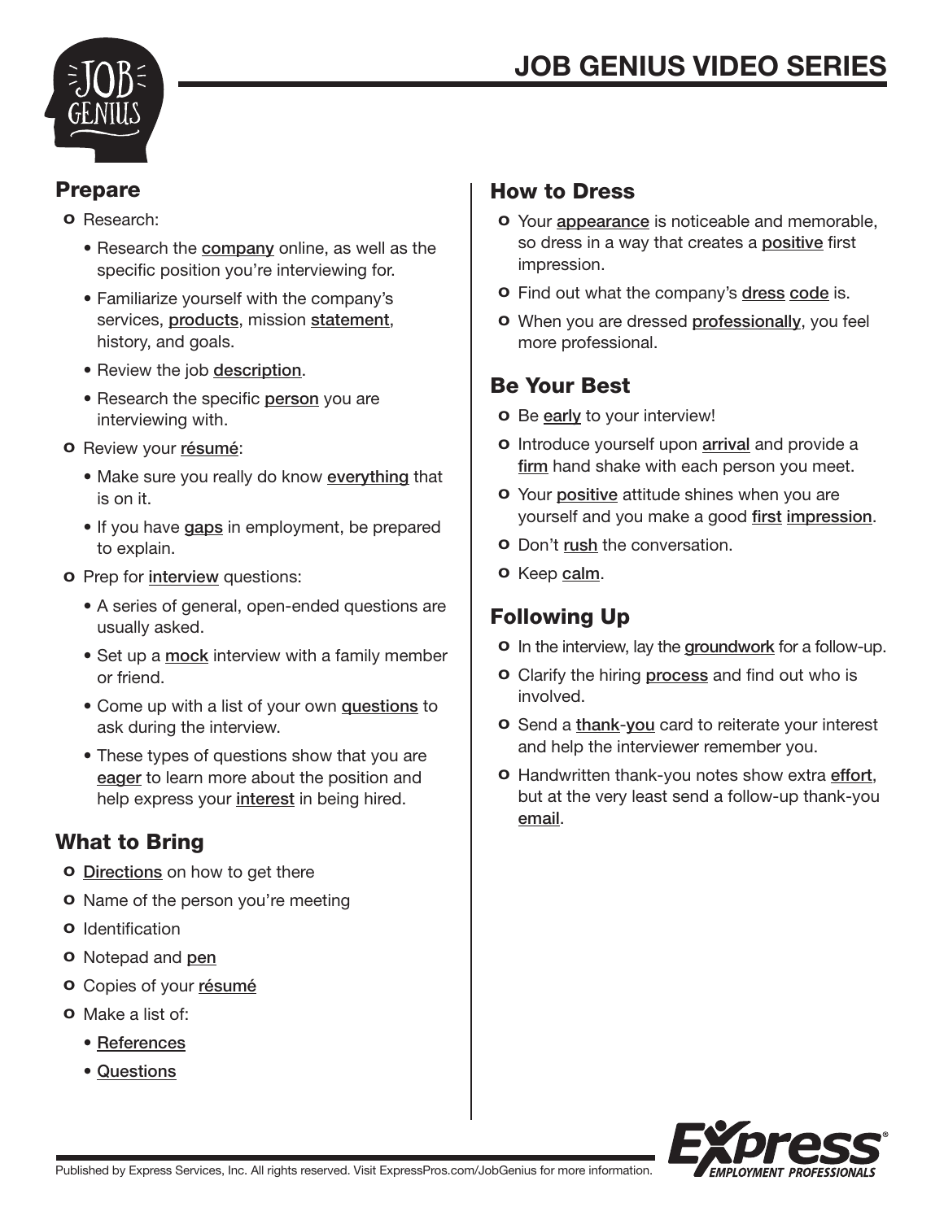# JOB GENIUS VIDEO SERIES

## Prepare

- Research:
  - Research the <u>company</u> online, as well as the specific position you're interviewing for.
  - Familiarize yourself with the company's services, <u>products</u>, mission <u>statement</u>, history, and goals.
  - Review the job <u>description</u>.
  - Research the specific <u>person</u> you are interviewing with.
- Review your <u>résumé</u>:
  - Make sure you really do know <u>everything</u> that is on it.
  - If you have <u>gaps</u> in employment, be prepared to explain.
- Prep for <u>interview</u> questions:
  - A series of general, open-ended questions are usually asked.
  - Set up a <u>mock</u> interview with a family member or friend.
  - Come up with a list of your own <u>questions</u> to ask during the interview.
  - These types of questions show that you are <u>eager</u> to learn more about the position and help express your <u>interest</u> in being hired.

## What to Bring

- <u>Directions</u> on how to get there
- Name of the person you're meeting
- Identification
- Notepad and <u>pen</u>
- Copies of your <u>résumé</u>
- Make a list of:
  - <u>References</u>
  - <u>Questions</u>

## How to Dress

- Your <u>appearance</u> is noticeable and memorable, so dress in a way that creates a <u>positive</u> first impression.
- Find out what the company's <u>dress</u> <u>code</u> is.
- When you are dressed <u>professionally</u>, you feel more professional.

## Be Your Best

- Be <u>early</u> to your interview!
- Introduce yourself upon <u>arrival</u> and provide a <u>firm</u> hand shake with each person you meet.
- Your <u>positive</u> attitude shines when you are yourself and you make a good <u>first</u> <u>impression</u>.
- Don't <u>rush</u> the conversation.
- Keep <u>calm</u>.

## Following Up

- In the interview, lay the <u>groundwork</u> for a follow-up.
- Clarify the hiring <u>process</u> and find out who is involved.
- Send a <u>thank</u>-<u>you</u> card to reiterate your interest and help the interviewer remember you.
- Handwritten thank-you notes show extra <u>effort</u>, but at the very least send a follow-up thank-you <u>email</u>.

Published by Express Services, Inc. All rights reserved. Visit ExpressPros.com/JobGenius for more information.